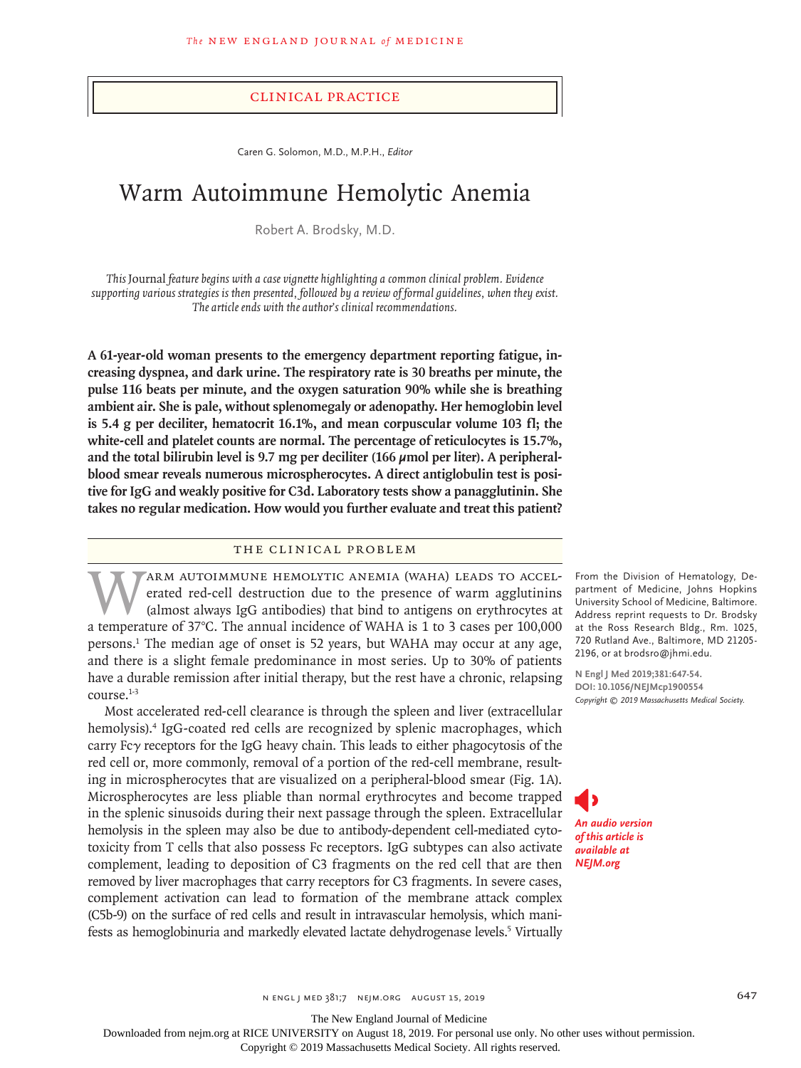# Clinical Practice

Caren G. Solomon, M.D., M.P.H., *Editor*

# Warm Autoimmune Hemolytic Anemia

Robert A. Brodsky, M.D.

*This* Journal *feature begins with a case vignette highlighting a common clinical problem. Evidence supporting various strategies is then presented, followed by a review of formal guidelines, when they exist. The article ends with the author's clinical recommendations.*

**A 61-year-old woman presents to the emergency department reporting fatigue, increasing dyspnea, and dark urine. The respiratory rate is 30 breaths per minute, the pulse 116 beats per minute, and the oxygen saturation 90% while she is breathing ambient air. She is pale, without splenomegaly or adenopathy. Her hemoglobin level is 5.4 g per deciliter, hematocrit 16.1%, and mean corpuscular volume 103 fl; the white-cell and platelet counts are normal. The percentage of reticulocytes is 15.7%, and the total bilirubin level is 9.7 mg per deciliter (166 μmol per liter). A peripheral-blood smear reveals numerous microspherocytes. A direct antiglobulin test is positive for IgG and weakly positive for C3d. Laboratory tests show a panagglutinin. She takes no regular medication. How would you further evaluate and treat this patient?**

## The Clinical Problem

Warm autoimmune hemolytic anemia (WAHA) leads to accelerated red-cell destruction due to the presence of warm agglutinins (almost always IgG antibodies) that bind to antigens on erythrocytes at a temperature of 37°C. The annual incidence of WAHA is 1 to 3 cases per 100,000 persons.[1] The median age of onset is 52 years, but WAHA may occur at any age, and there is a slight female predominance in most series. Up to 30% of patients have a durable remission after initial therapy, but the rest have a chronic, relapsing course.[1-3]

Most accelerated red-cell clearance is through the spleen and liver (extracellular hemolysis).[4] IgG-coated red cells are recognized by splenic macrophages, which carry Fcγ receptors for the IgG heavy chain. This leads to either phagocytosis of the red cell or, more commonly, removal of a portion of the red-cell membrane, resulting in microspherocytes that are visualized on a peripheral-blood smear (Fig. 1A). Microspherocytes are less pliable than normal erythrocytes and become trapped in the splenic sinusoids during their next passage through the spleen. Extracellular hemolysis in the spleen may also be due to antibody-dependent cell-mediated cytotoxicity from T cells that also possess Fc receptors. IgG subtypes can also activate complement, leading to deposition of C3 fragments on the red cell that are then removed by liver macrophages that carry receptors for C3 fragments. In severe cases, complement activation can lead to formation of the membrane attack complex (C5b-9) on the surface of red cells and result in intravascular hemolysis, which manifests as hemoglobinuria and markedly elevated lactate dehydrogenase levels.[5] Virtually

From the Division of Hematology, Department of Medicine, Johns Hopkins University School of Medicine, Baltimore. Address reprint requests to Dr. Brodsky at the Ross Research Bldg., Rm. 1025, 720 Rutland Ave., Baltimore, MD 21205-2196, or at brodsro@jhmi.edu.

**N Engl J Med 2019;381:647-54.**
**DOI: 10.1056/NEJMcp1900554**
*Copyright © 2019 Massachusetts Medical Society.*

*An audio version of this article is available at NEJM.org*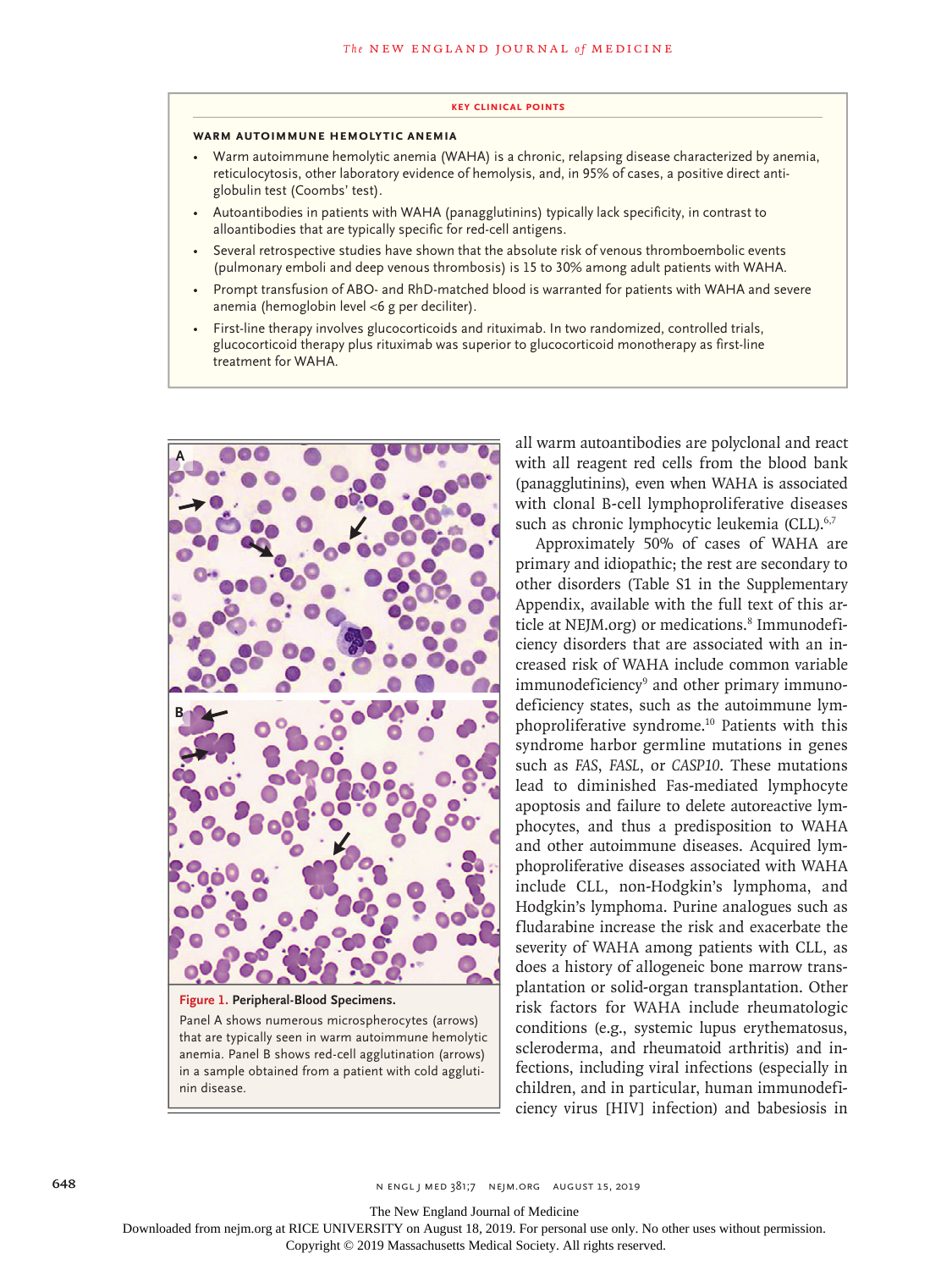**KEY CLINICAL POINTS**

### WARM AUTOIMMUNE HEMOLYTIC ANEMIA

- Warm autoimmune hemolytic anemia (WAHA) is a chronic, relapsing disease characterized by anemia, reticulocytosis, other laboratory evidence of hemolysis, and, in 95% of cases, a positive direct antiglobulin test (Coombs' test).
- Autoantibodies in patients with WAHA (panagglutinins) typically lack specificity, in contrast to alloantibodies that are typically specific for red-cell antigens.
- Several retrospective studies have shown that the absolute risk of venous thromboembolic events (pulmonary emboli and deep venous thrombosis) is 15 to 30% among adult patients with WAHA.
- Prompt transfusion of ABO- and RhD-matched blood is warranted for patients with WAHA and severe anemia (hemoglobin level <6 g per deciliter).
- First-line therapy involves glucocorticoids and rituximab. In two randomized, controlled trials, glucocorticoid therapy plus rituximab was superior to glucocorticoid monotherapy as first-line treatment for WAHA.

**Figure 1. Peripheral-Blood Specimens.**

Panel A shows numerous microspherocytes (arrows) that are typically seen in warm autoimmune hemolytic anemia. Panel B shows red-cell agglutination (arrows) in a sample obtained from a patient with cold agglutinin disease.

all warm autoantibodies are polyclonal and react with all reagent red cells from the blood bank (panagglutinins), even when WAHA is associated with clonal B-cell lymphoproliferative diseases such as chronic lymphocytic leukemia (CLL).[6,7]

Approximately 50% of cases of WAHA are primary and idiopathic; the rest are secondary to other disorders (Table S1 in the Supplementary Appendix, available with the full text of this article at NEJM.org) or medications.[8] Immunodeficiency disorders that are associated with an increased risk of WAHA include common variable immunodeficiency[9] and other primary immunodeficiency states, such as the autoimmune lymphoproliferative syndrome.[10] Patients with this syndrome harbor germline mutations in genes such as *FAS*, *FASL*, or *CASP10*. These mutations lead to diminished Fas-mediated lymphocyte apoptosis and failure to delete autoreactive lymphocytes, and thus a predisposition to WAHA and other autoimmune diseases. Acquired lymphoproliferative diseases associated with WAHA include CLL, non-Hodgkin's lymphoma, and Hodgkin's lymphoma. Purine analogues such as fludarabine increase the risk and exacerbate the severity of WAHA among patients with CLL, as does a history of allogeneic bone marrow transplantation or solid-organ transplantation. Other risk factors for WAHA include rheumatologic conditions (e.g., systemic lupus erythematosus, scleroderma, and rheumatoid arthritis) and infections, including viral infections (especially in children, and in particular, human immunodeficiency virus [HIV] infection) and babesiosis in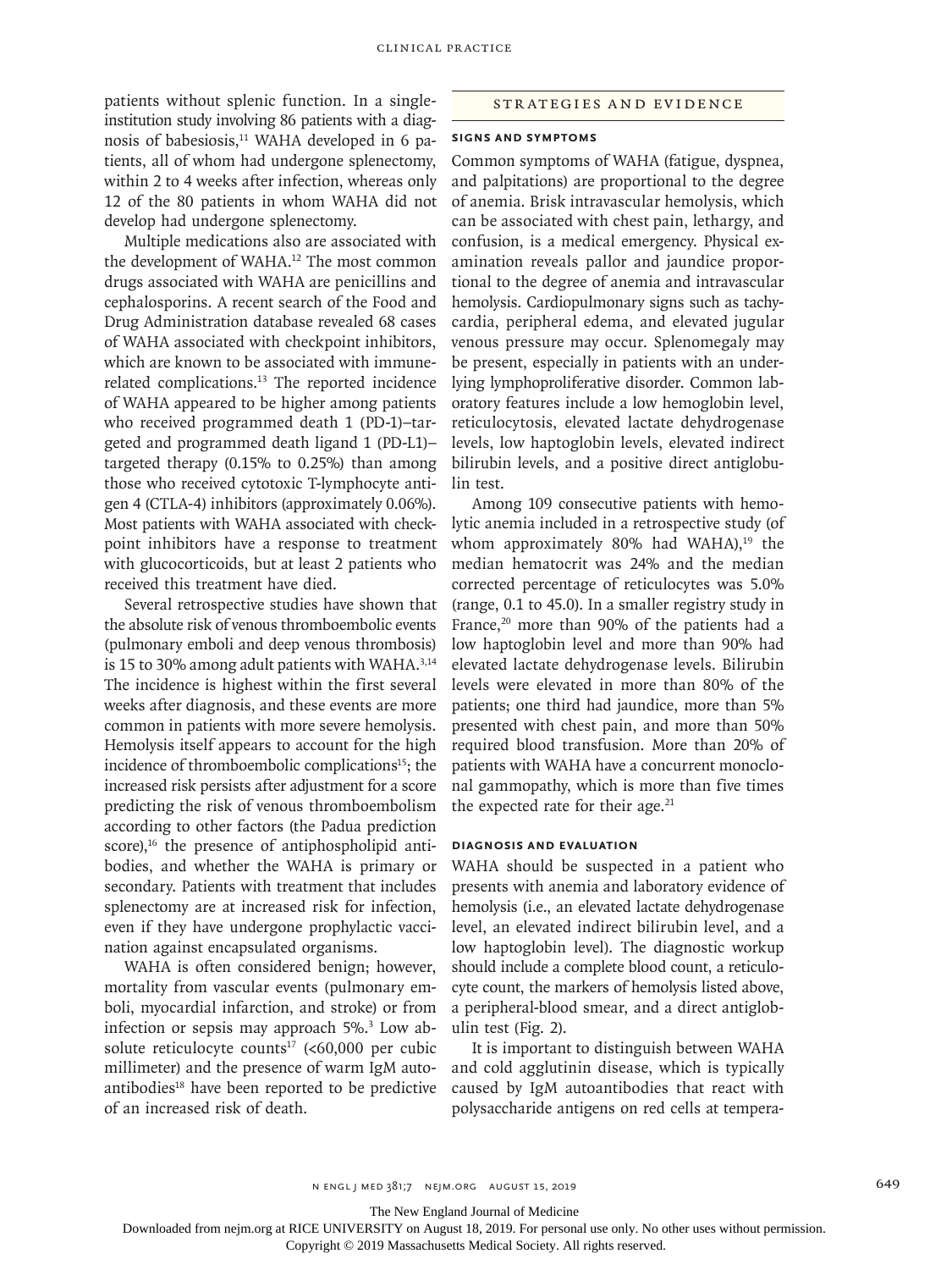patients without splenic function. In a single-institution study involving 86 patients with a diagnosis of babesiosis,[11] WAHA developed in 6 patients, all of whom had undergone splenectomy, within 2 to 4 weeks after infection, whereas only 12 of the 80 patients in whom WAHA did not develop had undergone splenectomy.

Multiple medications also are associated with the development of WAHA.[12] The most common drugs associated with WAHA are penicillins and cephalosporins. A recent search of the Food and Drug Administration database revealed 68 cases of WAHA associated with checkpoint inhibitors, which are known to be associated with immune-related complications.[13] The reported incidence of WAHA appeared to be higher among patients who received programmed death 1 (PD-1)–targeted and programmed death ligand 1 (PD-L1)–targeted therapy (0.15% to 0.25%) than among those who received cytotoxic T-lymphocyte antigen 4 (CTLA-4) inhibitors (approximately 0.06%). Most patients with WAHA associated with checkpoint inhibitors have a response to treatment with glucocorticoids, but at least 2 patients who received this treatment have died.

Several retrospective studies have shown that the absolute risk of venous thromboembolic events (pulmonary emboli and deep venous thrombosis) is 15 to 30% among adult patients with WAHA.[3,14] The incidence is highest within the first several weeks after diagnosis, and these events are more common in patients with more severe hemolysis. Hemolysis itself appears to account for the high incidence of thromboembolic complications[15]; the increased risk persists after adjustment for a score predicting the risk of venous thromboembolism according to other factors (the Padua prediction score),[16] the presence of antiphospholipid antibodies, and whether the WAHA is primary or secondary. Patients with treatment that includes splenectomy are at increased risk for infection, even if they have undergone prophylactic vaccination against encapsulated organisms.

WAHA is often considered benign; however, mortality from vascular events (pulmonary emboli, myocardial infarction, and stroke) or from infection or sepsis may approach 5%.[3] Low absolute reticulocyte counts[17] (<60,000 per cubic millimeter) and the presence of warm IgM autoantibodies[18] have been reported to be predictive of an increased risk of death.

## STRATEGIES AND EVIDENCE

### SIGNS AND SYMPTOMS

Common symptoms of WAHA (fatigue, dyspnea, and palpitations) are proportional to the degree of anemia. Brisk intravascular hemolysis, which can be associated with chest pain, lethargy, and confusion, is a medical emergency. Physical examination reveals pallor and jaundice proportional to the degree of anemia and intravascular hemolysis. Cardiopulmonary signs such as tachycardia, peripheral edema, and elevated jugular venous pressure may occur. Splenomegaly may be present, especially in patients with an underlying lymphoproliferative disorder. Common laboratory features include a low hemoglobin level, reticulocytosis, elevated lactate dehydrogenase levels, low haptoglobin levels, elevated indirect bilirubin levels, and a positive direct antiglobulin test.

Among 109 consecutive patients with hemolytic anemia included in a retrospective study (of whom approximately 80% had WAHA),[19] the median hematocrit was 24% and the median corrected percentage of reticulocytes was 5.0% (range, 0.1 to 45.0). In a smaller registry study in France,[20] more than 90% of the patients had a low haptoglobin level and more than 90% had elevated lactate dehydrogenase levels. Bilirubin levels were elevated in more than 80% of the patients; one third had jaundice, more than 5% presented with chest pain, and more than 50% required blood transfusion. More than 20% of patients with WAHA have a concurrent monoclonal gammopathy, which is more than five times the expected rate for their age.[21]

### DIAGNOSIS AND EVALUATION

WAHA should be suspected in a patient who presents with anemia and laboratory evidence of hemolysis (i.e., an elevated lactate dehydrogenase level, an elevated indirect bilirubin level, and a low haptoglobin level). The diagnostic workup should include a complete blood count, a reticulocyte count, the markers of hemolysis listed above, a peripheral-blood smear, and a direct antiglobulin test (Fig. 2).

It is important to distinguish between WAHA and cold agglutinin disease, which is typically caused by IgM autoantibodies that react with polysaccharide antigens on red cells at tempera-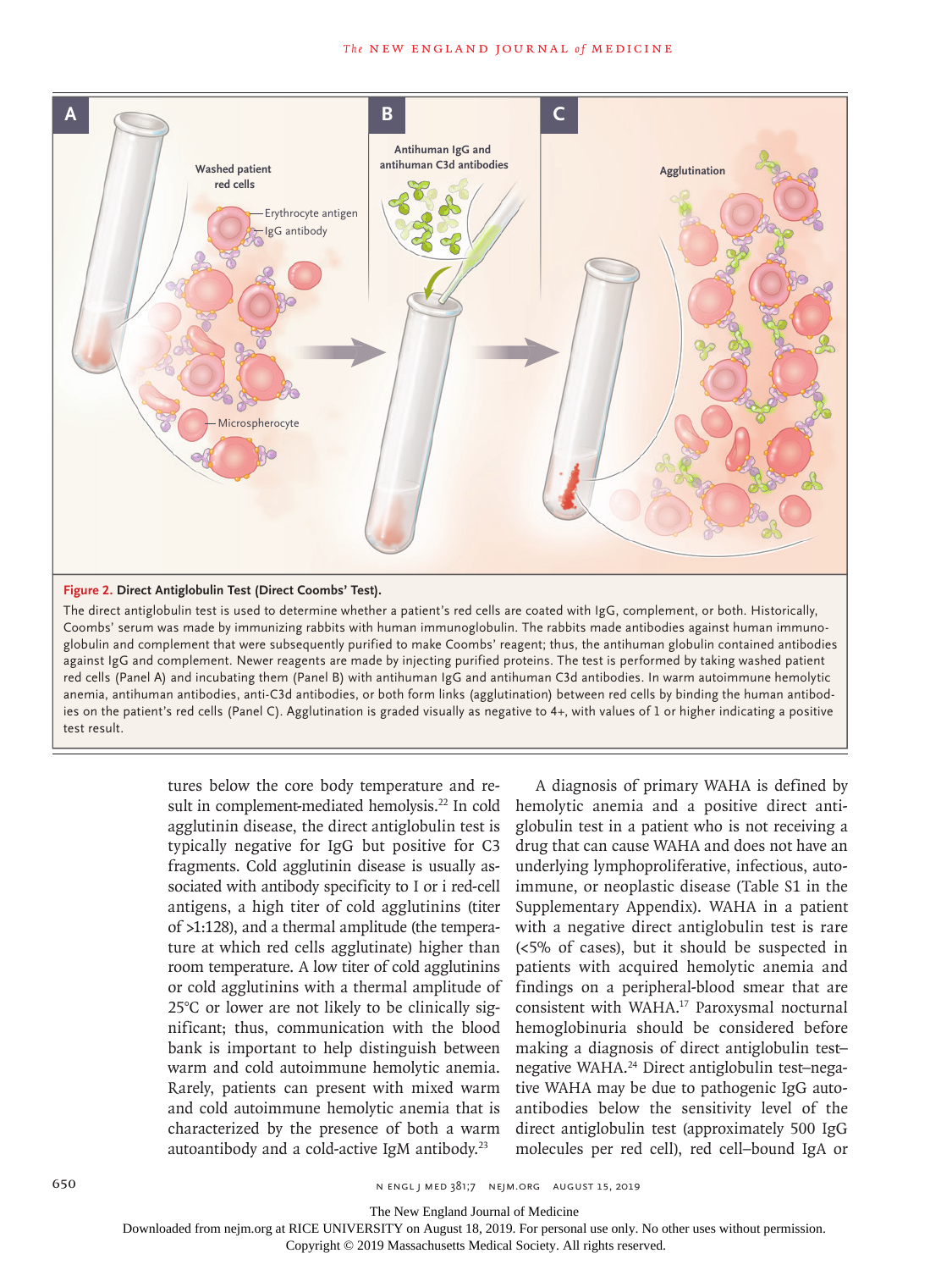**Figure 2. Direct Antiglobulin Test (Direct Coombs' Test).**

The direct antiglobulin test is used to determine whether a patient's red cells are coated with IgG, complement, or both. Historically, Coombs' serum was made by immunizing rabbits with human immunoglobulin. The rabbits made antibodies against human immunoglobulin and complement that were subsequently purified to make Coombs' reagent; thus, the antihuman globulin contained antibodies against IgG and complement. Newer reagents are made by injecting purified proteins. The test is performed by taking washed patient red cells (Panel A) and incubating them (Panel B) with antihuman IgG and antihuman C3d antibodies. In warm autoimmune hemolytic anemia, antihuman antibodies, anti-C3d antibodies, or both form links (agglutination) between red cells by binding the human antibodies on the patient's red cells (Panel C). Agglutination is graded visually as negative to 4+, with values of 1 or higher indicating a positive test result.

tures below the core body temperature and result in complement-mediated hemolysis.[22] In cold agglutinin disease, the direct antiglobulin test is typically negative for IgG but positive for C3 fragments. Cold agglutinin disease is usually associated with antibody specificity to I or i red-cell antigens, a high titer of cold agglutinins (titer of >1:128), and a thermal amplitude (the temperature at which red cells agglutinate) higher than room temperature. A low titer of cold agglutinins or cold agglutinins with a thermal amplitude of 25°C or lower are not likely to be clinically significant; thus, communication with the blood bank is important to help distinguish between warm and cold autoimmune hemolytic anemia. Rarely, patients can present with mixed warm and cold autoimmune hemolytic anemia that is characterized by the presence of both a warm autoantibody and a cold-active IgM antibody.[23]

A diagnosis of primary WAHA is defined by hemolytic anemia and a positive direct antiglobulin test in a patient who is not receiving a drug that can cause WAHA and does not have an underlying lymphoproliferative, infectious, autoimmune, or neoplastic disease (Table S1 in the Supplementary Appendix). WAHA in a patient with a negative direct antiglobulin test is rare (<5% of cases), but it should be suspected in patients with acquired hemolytic anemia and findings on a peripheral-blood smear that are consistent with WAHA.[17] Paroxysmal nocturnal hemoglobinuria should be considered before making a diagnosis of direct antiglobulin test–negative WAHA.[24] Direct antiglobulin test–negative WAHA may be due to pathogenic IgG autoantibodies below the sensitivity level of the direct antiglobulin test (approximately 500 IgG molecules per red cell), red cell–bound IgA or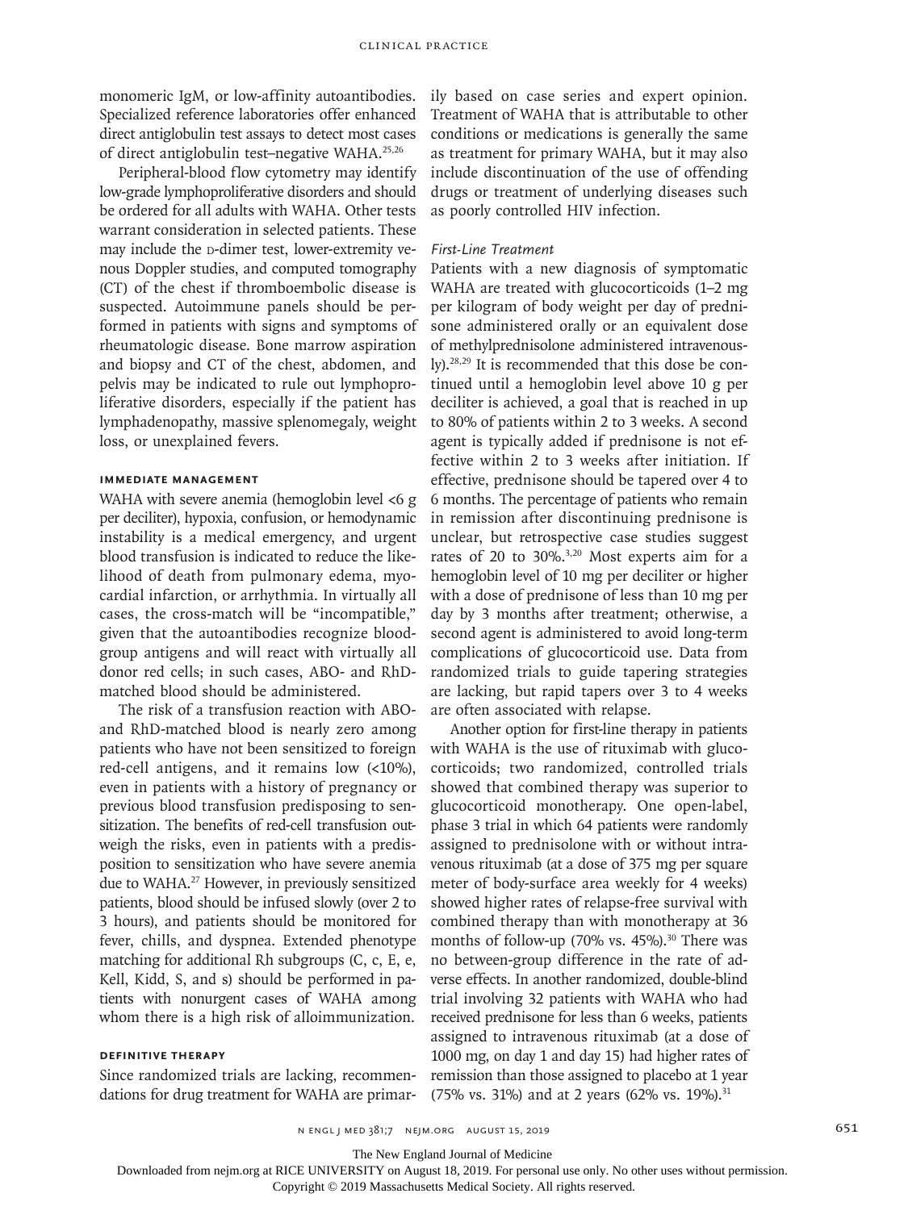monomeric IgM, or low-affinity autoantibodies. Specialized reference laboratories offer enhanced direct antiglobulin test assays to detect most cases of direct antiglobulin test–negative WAHA.[25,26]

Peripheral-blood flow cytometry may identify low-grade lymphoproliferative disorders and should be ordered for all adults with WAHA. Other tests warrant consideration in selected patients. These may include the D-dimer test, lower-extremity venous Doppler studies, and computed tomography (CT) of the chest if thromboembolic disease is suspected. Autoimmune panels should be performed in patients with signs and symptoms of rheumatologic disease. Bone marrow aspiration and biopsy and CT of the chest, abdomen, and pelvis may be indicated to rule out lymphoproliferative disorders, especially if the patient has lymphadenopathy, massive splenomegaly, weight loss, or unexplained fevers.

## Immediate Management

WAHA with severe anemia (hemoglobin level <6 g per deciliter), hypoxia, confusion, or hemodynamic instability is a medical emergency, and urgent blood transfusion is indicated to reduce the likelihood of death from pulmonary edema, myocardial infarction, or arrhythmia. In virtually all cases, the cross-match will be "incompatible," given that the autoantibodies recognize blood-group antigens and will react with virtually all donor red cells; in such cases, ABO- and RhD-matched blood should be administered.

The risk of a transfusion reaction with ABO- and RhD-matched blood is nearly zero among patients who have not been sensitized to foreign red-cell antigens, and it remains low (<10%), even in patients with a history of pregnancy or previous blood transfusion predisposing to sensitization. The benefits of red-cell transfusion outweigh the risks, even in patients with a predisposition to sensitization who have severe anemia due to WAHA.[27] However, in previously sensitized patients, blood should be infused slowly (over 2 to 3 hours), and patients should be monitored for fever, chills, and dyspnea. Extended phenotype matching for additional Rh subgroups (C, c, E, e, Kell, Kidd, S, and s) should be performed in patients with nonurgent cases of WAHA among whom there is a high risk of alloimmunization.

## Definitive Therapy

Since randomized trials are lacking, recommendations for drug treatment for WAHA are primarily based on case series and expert opinion. Treatment of WAHA that is attributable to other conditions or medications is generally the same as treatment for primary WAHA, but it may also include discontinuation of the use of offending drugs or treatment of underlying diseases such as poorly controlled HIV infection.

### *First-Line Treatment*

Patients with a new diagnosis of symptomatic WAHA are treated with glucocorticoids (1–2 mg per kilogram of body weight per day of prednisone administered orally or an equivalent dose of methylprednisolone administered intravenously).[28,29] It is recommended that this dose be continued until a hemoglobin level above 10 g per deciliter is achieved, a goal that is reached in up to 80% of patients within 2 to 3 weeks. A second agent is typically added if prednisone is not effective within 2 to 3 weeks after initiation. If effective, prednisone should be tapered over 4 to 6 months. The percentage of patients who remain in remission after discontinuing prednisone is unclear, but retrospective case studies suggest rates of 20 to 30%.[3,20] Most experts aim for a hemoglobin level of 10 mg per deciliter or higher with a dose of prednisone of less than 10 mg per day by 3 months after treatment; otherwise, a second agent is administered to avoid long-term complications of glucocorticoid use. Data from randomized trials to guide tapering strategies are lacking, but rapid tapers over 3 to 4 weeks are often associated with relapse.

Another option for first-line therapy in patients with WAHA is the use of rituximab with glucocorticoids; two randomized, controlled trials showed that combined therapy was superior to glucocorticoid monotherapy. One open-label, phase 3 trial in which 64 patients were randomly assigned to prednisolone with or without intravenous rituximab (at a dose of 375 mg per square meter of body-surface area weekly for 4 weeks) showed higher rates of relapse-free survival with combined therapy than with monotherapy at 36 months of follow-up (70% vs. 45%).[30] There was no between-group difference in the rate of adverse effects. In another randomized, double-blind trial involving 32 patients with WAHA who had received prednisone for less than 6 weeks, patients assigned to intravenous rituximab (at a dose of 1000 mg, on day 1 and day 15) had higher rates of remission than those assigned to placebo at 1 year (75% vs. 31%) and at 2 years (62% vs. 19%).[31]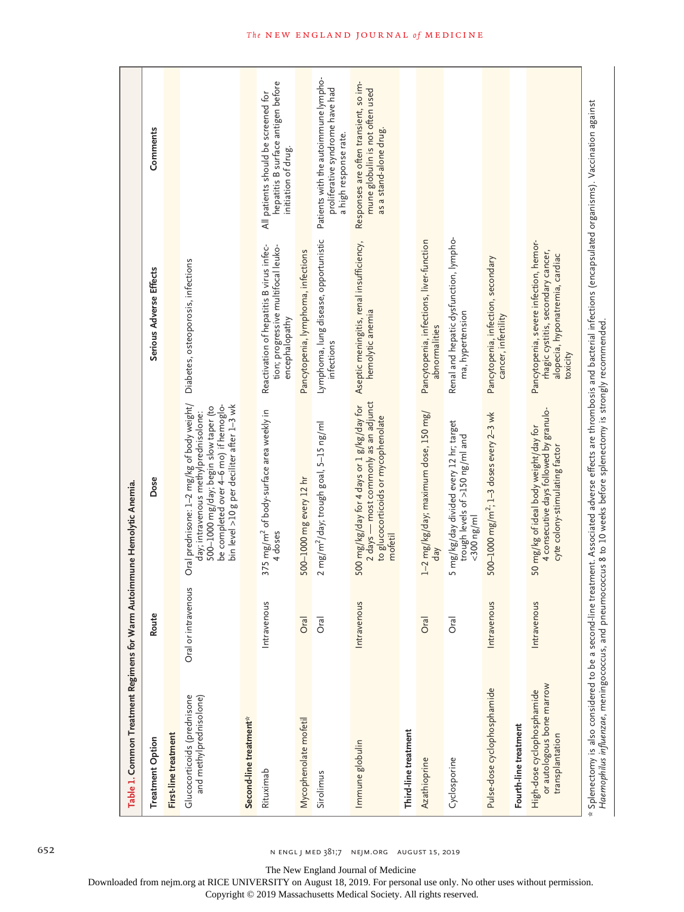**Table 1. Common Treatment Regimens for Warm Autoimmune Hemolytic Anemia.**

| Treatment Option | Route | Dose | Serious Adverse Effects | Comments |
|---|---|---|---|---|
| **First-line treatment** | | | | |
| Glucocorticoids (prednisone and methylprednisolone) | Oral or intravenous | Oral prednisone: 1–2 mg/kg of body weight/day; intravenous methylprednisolone: 500–1000 mg/day; begin slow taper (to be completed over 4–6 mo) if hemoglobin level >10 g per deciliter after 1–3 wk | Diabetes, osteoporosis, infections | |
| **Second-line treatment*** | | | | |
| Rituximab | Intravenous | 375 mg/m² of body-surface area weekly in 4 doses | Reactivation of hepatitis B virus infection; progressive multifocal leukoencephalopathy | All patients should be screened for hepatitis B surface antigen before initiation of drug. |
| Mycophenolate mofetil | Oral | 500–1000 mg every 12 hr | Pancytopenia, lymphoma, infections | |
| Sirolimus | Oral | 2 mg/m²/day; trough goal, 5–15 ng/ml | Lymphoma, lung disease, opportunistic infections | Patients with the autoimmune lymphoproliferative syndrome have had a high response rate. |
| Immune globulin | Intravenous | 500 mg/kg/day for 4 days or 1 g/kg/day for 2 days — most commonly as an adjunct to glucocorticoids or mycophenolate mofetil | Aseptic meningitis, renal insufficiency, hemolytic anemia | Responses are often transient, so immune globulin is not often used as a stand-alone drug. |
| **Third-line treatment** | | | | |
| Azathioprine | Oral | 1–2 mg/kg/day; maximum dose, 150 mg/day | Pancytopenia, infections, liver-function abnormalities | |
| Cyclosporine | Oral | 5 mg/kg/day divided every 12 hr; target trough levels of >150 ng/ml and <300 ng/ml | Renal and hepatic dysfunction, lymphoma, hypertension | |
| Pulse-dose cyclophosphamide | Intravenous | 500–1000 mg/m², 1–3 doses every 2–3 wk | Pancytopenia, infection, secondary cancer, infertility | |
| **Fourth-line treatment** | | | | |
| High-dose cyclophosphamide or autologous bone marrow transplantation | Intravenous | 50 mg/kg of ideal body weight/day for 4 consecutive days followed by granulocyte colony-stimulating factor | Pancytopenia, severe infection, hemorrhagic cystitis, secondary cancer, alopecia, hyponatremia, cardiac toxicity | |

\* Splenectomy is also considered to be a second-line treatment. Associated adverse effects are thrombosis and bacterial infections (encapsulated organisms). Vaccination against *Haemophilus influenzae*, meningococcus, and pneumococcus 8 to 10 weeks before splenectomy is strongly recommended.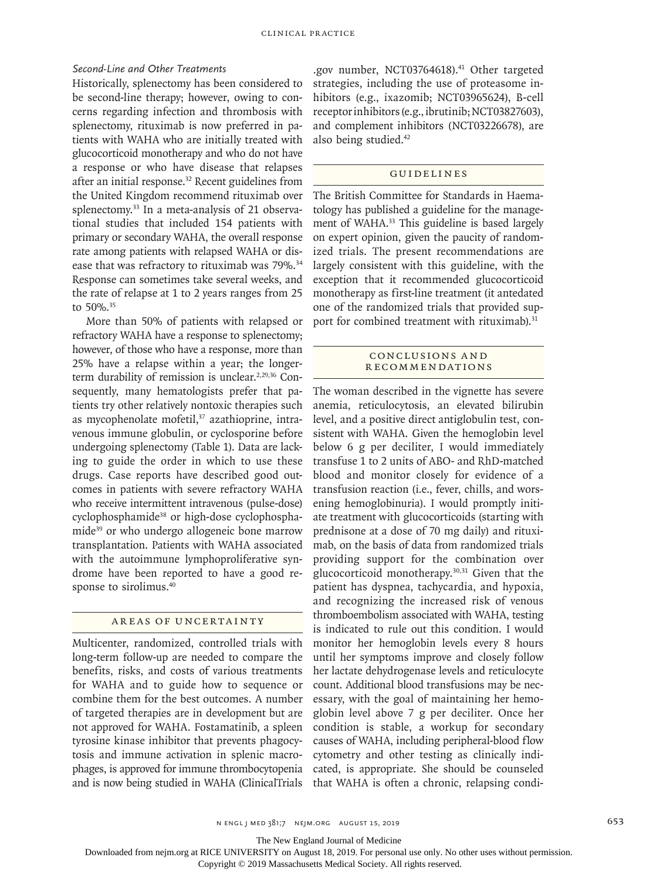### *Second-Line and Other Treatments*

Historically, splenectomy has been considered to be second-line therapy; however, owing to concerns regarding infection and thrombosis with splenectomy, rituximab is now preferred in patients with WAHA who are initially treated with glucocorticoid monotherapy and who do not have a response or who have disease that relapses after an initial response.[32] Recent guidelines from the United Kingdom recommend rituximab over splenectomy.[33] In a meta-analysis of 21 observational studies that included 154 patients with primary or secondary WAHA, the overall response rate among patients with relapsed WAHA or disease that was refractory to rituximab was 79%.[34] Response can sometimes take several weeks, and the rate of relapse at 1 to 2 years ranges from 25 to 50%.[35]

More than 50% of patients with relapsed or refractory WAHA have a response to splenectomy; however, of those who have a response, more than 25% have a relapse within a year; the longer-term durability of remission is unclear.[2,29,36] Consequently, many hematologists prefer that patients try other relatively nontoxic therapies such as mycophenolate mofetil,[37] azathioprine, intravenous immune globulin, or cyclosporine before undergoing splenectomy (Table 1). Data are lacking to guide the order in which to use these drugs. Case reports have described good outcomes in patients with severe refractory WAHA who receive intermittent intravenous (pulse-dose) cyclophosphamide[38] or high-dose cyclophosphamide[39] or who undergo allogeneic bone marrow transplantation. Patients with WAHA associated with the autoimmune lymphoproliferative syndrome have been reported to have a good response to sirolimus.[40]

## Areas of Uncertainty

Multicenter, randomized, controlled trials with long-term follow-up are needed to compare the benefits, risks, and costs of various treatments for WAHA and to guide how to sequence or combine them for the best outcomes. A number of targeted therapies are in development but are not approved for WAHA. Fostamatinib, a spleen tyrosine kinase inhibitor that prevents phagocytosis and immune activation in splenic macrophages, is approved for immune thrombocytopenia and is now being studied in WAHA (ClinicalTrials.gov number, NCT03764618).[41] Other targeted strategies, including the use of proteasome inhibitors (e.g., ixazomib; NCT03965624), B-cell receptor inhibitors (e.g., ibrutinib; NCT03827603), and complement inhibitors (NCT03226678), are also being studied.[42]

## Guidelines

The British Committee for Standards in Haematology has published a guideline for the management of WAHA.[33] This guideline is based largely on expert opinion, given the paucity of randomized trials. The present recommendations are largely consistent with this guideline, with the exception that it recommended glucocorticoid monotherapy as first-line treatment (it antedated one of the randomized trials that provided support for combined treatment with rituximab).[31]

## Conclusions and Recommendations

The woman described in the vignette has severe anemia, reticulocytosis, an elevated bilirubin level, and a positive direct antiglobulin test, consistent with WAHA. Given the hemoglobin level below 6 g per deciliter, I would immediately transfuse 1 to 2 units of ABO- and RhD-matched blood and monitor closely for evidence of a transfusion reaction (i.e., fever, chills, and worsening hemoglobinuria). I would promptly initiate treatment with glucocorticoids (starting with prednisone at a dose of 70 mg daily) and rituximab, on the basis of data from randomized trials providing support for the combination over glucocorticoid monotherapy.[30,31] Given that the patient has dyspnea, tachycardia, and hypoxia, and recognizing the increased risk of venous thromboembolism associated with WAHA, testing is indicated to rule out this condition. I would monitor her hemoglobin levels every 8 hours until her symptoms improve and closely follow her lactate dehydrogenase levels and reticulocyte count. Additional blood transfusions may be necessary, with the goal of maintaining her hemoglobin level above 7 g per deciliter. Once her condition is stable, a workup for secondary causes of WAHA, including peripheral-blood flow cytometry and other testing as clinically indicated, is appropriate. She should be counseled that WAHA is often a chronic, relapsing condi-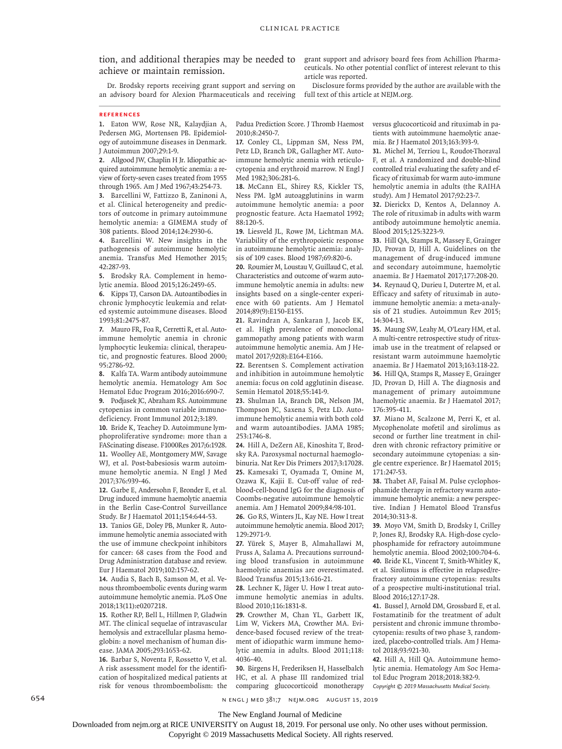tion, and additional therapies may be needed to achieve or maintain remission.

Dr. Brodsky reports receiving grant support and serving on an advisory board for Alexion Pharmaceuticals and receiving grant support and advisory board fees from Achillion Pharmaceuticals. No other potential conflict of interest relevant to this article was reported.

Disclosure forms provided by the author are available with the full text of this article at NEJM.org.

## References

1. Eaton WW, Rose NR, Kalaydjian A, Pedersen MG, Mortensen PB. Epidemiology of autoimmune diseases in Denmark. J Autoimmun 2007;29:1-9.
2. Allgood JW, Chaplin H Jr. Idiopathic acquired autoimmune hemolytic anemia: a review of forty-seven cases treated from 1955 through 1965. Am J Med 1967;43:254-73.
3. Barcellini W, Fattizzo B, Zaninoni A, et al. Clinical heterogeneity and predictors of outcome in primary autoimmune hemolytic anemia: a GIMEMA study of 308 patients. Blood 2014;124:2930-6.
4. Barcellini W. New insights in the pathogenesis of autoimmune hemolytic anemia. Transfus Med Hemother 2015; 42:287-93.
5. Brodsky RA. Complement in hemolytic anemia. Blood 2015;126:2459-65.
6. Kipps TJ, Carson DA. Autoantibodies in chronic lymphocytic leukemia and related systemic autoimmune diseases. Blood 1993;81:2475-87.
7. Mauro FR, Foa R, Cerretti R, et al. Autoimmune hemolytic anemia in chronic lymphocytic leukemia: clinical, therapeutic, and prognostic features. Blood 2000; 95:2786-92.
8. Kalfa TA. Warm antibody autoimmune hemolytic anemia. Hematology Am Soc Hematol Educ Program 2016;2016:690-7.
9. Podjasek JC, Abraham RS. Autoimmune cytopenias in common variable immunodeficiency. Front Immunol 2012;3:189.
10. Bride K, Teachey D. Autoimmune lymphoproliferative syndrome: more than a FAScinating disease. F1000Res 2017;6:1928.
11. Woolley AE, Montgomery MW, Savage WJ, et al. Post-babesiosis warm autoimmune hemolytic anemia. N Engl J Med 2017;376:939-46.
12. Garbe E, Andersohn F, Bronder E, et al. Drug induced immune haemolytic anaemia in the Berlin Case-Control Surveillance Study. Br J Haematol 2011;154:644-53.
13. Tanios GE, Doley PB, Munker R. Autoimmune hemolytic anemia associated with the use of immune checkpoint inhibitors for cancer: 68 cases from the Food and Drug Administration database and review. Eur J Haematol 2019;102:157-62.
14. Audia S, Bach B, Samson M, et al. Venous thromboembolic events during warm autoimmune hemolytic anemia. PLoS One 2018;13(11):e0207218.
15. Rother RP, Bell L, Hillmen P, Gladwin MT. The clinical sequelae of intravascular hemolysis and extracellular plasma hemoglobin: a novel mechanism of human disease. JAMA 2005;293:1653-62.
16. Barbar S, Noventa F, Rossetto V, et al. A risk assessment model for the identification of hospitalized medical patients at risk for venous thromboembolism: the Padua Prediction Score. J Thromb Haemost 2010;8:2450-7.
17. Conley CL, Lippman SM, Ness PM, Petz LD, Branch DR, Gallagher MT. Autoimmune hemolytic anemia with reticulocytopenia and erythroid marrow. N Engl J Med 1982;306:281-6.
18. McCann EL, Shirey RS, Kickler TS, Ness PM. IgM autoagglutinins in warm autoimmune hemolytic anemia: a poor prognostic feature. Acta Haematol 1992; 88:120-5.
19. Liesveld JL, Rowe JM, Lichtman MA. Variability of the erythropoietic response in autoimmune hemolytic anemia: analysis of 109 cases. Blood 1987;69:820-6.
20. Roumier M, Loustau V, Guillaud C, et al. Characteristics and outcome of warm autoimmune hemolytic anemia in adults: new insights based on a single-center experience with 60 patients. Am J Hematol 2014;89(9):E150-E155.
21. Ravindran A, Sankaran J, Jacob EK, et al. High prevalence of monoclonal gammopathy among patients with warm autoimmune hemolytic anemia. Am J Hematol 2017;92(8):E164-E166.
22. Berentsen S. Complement activation and inhibition in autoimmune hemolytic anemia: focus on cold agglutinin disease. Semin Hematol 2018;55:141-9.
23. Shulman IA, Branch DR, Nelson JM, Thompson JC, Saxena S, Petz LD. Autoimmune hemolytic anemia with both cold and warm autoantibodies. JAMA 1985; 253:1746-8.
24. Hill A, DeZern AE, Kinoshita T, Brodsky RA. Paroxysmal nocturnal haemoglobinuria. Nat Rev Dis Primers 2017;3:17028.
25. Kamesaki T, Oyamada T, Omine M, Ozawa K, Kajii E. Cut-off value of red-blood-cell-bound IgG for the diagnosis of Coombs-negative autoimmune hemolytic anemia. Am J Hematol 2009;84:98-101.
26. Go RS, Winters JL, Kay NE. How I treat autoimmune hemolytic anemia. Blood 2017; 129:2971-9.
27. Yürek S, Mayer B, Almahallawi M, Pruss A, Salama A. Precautions surrounding blood transfusion in autoimmune haemolytic anaemias are overestimated. Blood Transfus 2015;13:616-21.
28. Lechner K, Jäger U. How I treat autoimmune hemolytic anemias in adults. Blood 2010;116:1831-8.
29. Crowther M, Chan YL, Garbett IK, Lim W, Vickers MA, Crowther MA. Evidence-based focused review of the treatment of idiopathic warm immune hemolytic anemia in adults. Blood 2011;118: 4036-40.
30. Birgens H, Frederiksen H, Hasselbalch HC, et al. A phase III randomized trial comparing glucocorticoid monotherapy versus glucocorticoid and rituximab in patients with autoimmune haemolytic anaemia. Br J Haematol 2013;163:393-9.
31. Michel M, Terriou L, Roudot-Thoraval F, et al. A randomized and double-blind controlled trial evaluating the safety and efficacy of rituximab for warm auto-immune hemolytic anemia in adults (the RAIHA study). Am J Hematol 2017;92:23-7.
32. Dierickx D, Kentos A, Delannoy A. The role of rituximab in adults with warm antibody autoimmune hemolytic anemia. Blood 2015;125:3223-9.
33. Hill QA, Stamps R, Massey E, Grainger JD, Provan D, Hill A. Guidelines on the management of drug-induced immune and secondary autoimmune, haemolytic anaemia. Br J Haematol 2017;177:208-20.
34. Reynaud Q, Durieu I, Dutertre M, et al. Efficacy and safety of rituximab in autoimmune hemolytic anemia: a meta-analysis of 21 studies. Autoimmun Rev 2015; 14:304-13.
35. Maung SW, Leahy M, O'Leary HM, et al. A multi-centre retrospective study of rituximab use in the treatment of relapsed or resistant warm autoimmune haemolytic anaemia. Br J Haematol 2013;163:118-22.
36. Hill QA, Stamps R, Massey E, Grainger JD, Provan D, Hill A. The diagnosis and management of primary autoimmune haemolytic anaemia. Br J Haematol 2017; 176:395-411.
37. Miano M, Scalzone M, Perri K, et al. Mycophenolate mofetil and sirolimus as second or further line treatment in children with chronic refractory primitive or secondary autoimmune cytopenias: a single centre experience. Br J Haematol 2015; 171:247-53.
38. Thabet AF, Faisal M. Pulse cyclophosphamide therapy in refractory warm autoimmune hemolytic anemia: a new perspective. Indian J Hematol Blood Transfus 2014;30:313-8.
39. Moyo VM, Smith D, Brodsky I, Crilley P, Jones RJ, Brodsky RA. High-dose cyclophosphamide for refractory autoimmune hemolytic anemia. Blood 2002;100:704-6.
40. Bride KL, Vincent T, Smith-Whitley K, et al. Sirolimus is effective in relapsed/refractory autoimmune cytopenias: results of a prospective multi-institutional trial. Blood 2016;127:17-28.
41. Bussel J, Arnold DM, Grossbard E, et al. Fostamatinib for the treatment of adult persistent and chronic immune thrombocytopenia: results of two phase 3, randomized, placebo-controlled trials. Am J Hematol 2018;93:921-30.
42. Hill A, Hill QA. Autoimmune hemolytic anemia. Hematology Am Soc Hematol Educ Program 2018;2018:382-9.

*Copyright © 2019 Massachusetts Medical Society.*